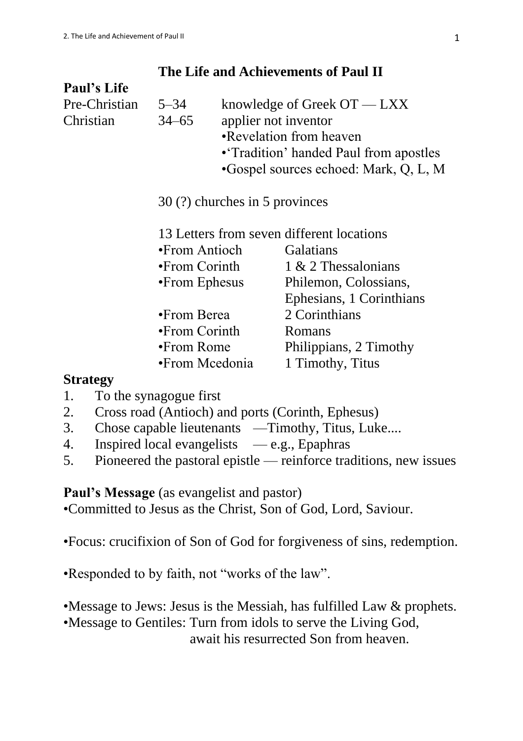# The Life and Achievements of Paul II

## Paul's Life

| | | |
|---|---|---|
| Pre-Christian | 5–34 | knowledge of Greek OT — LXX |
| Christian | 34–65 | applier not inventor |
| | | •Revelation from heaven |
| | | •'Tradition' handed Paul from apostles |
| | | •Gospel sources echoed: Mark, Q, L, M |

30 (?) churches in 5 provinces

13 Letters from seven different locations

| | |
|---|---|
| •From Antioch | Galatians |
| •From Corinth | 1 & 2 Thessalonians |
| •From Ephesus | Philemon, Colossians, Ephesians, 1 Corinthians |
| •From Berea | 2 Corinthians |
| •From Corinth | Romans |
| •From Rome | Philippians, 2 Timothy |
| •From Mcedonia | 1 Timothy, Titus |

## Strategy

1. To the synagogue first
2. Cross road (Antioch) and ports (Corinth, Ephesus)
3. Chose capable lieutenants —Timothy, Titus, Luke....
4. Inspired local evangelists — e.g., Epaphras
5. Pioneered the pastoral epistle — reinforce traditions, new issues

**Paul's Message** (as evangelist and pastor)

•Committed to Jesus as the Christ, Son of God, Lord, Saviour.

•Focus: crucifixion of Son of God for forgiveness of sins, redemption.

•Responded to by faith, not "works of the law".

•Message to Jews: Jesus is the Messiah, has fulfilled Law & prophets.
•Message to Gentiles: Turn from idols to serve the Living God, await his resurrected Son from heaven.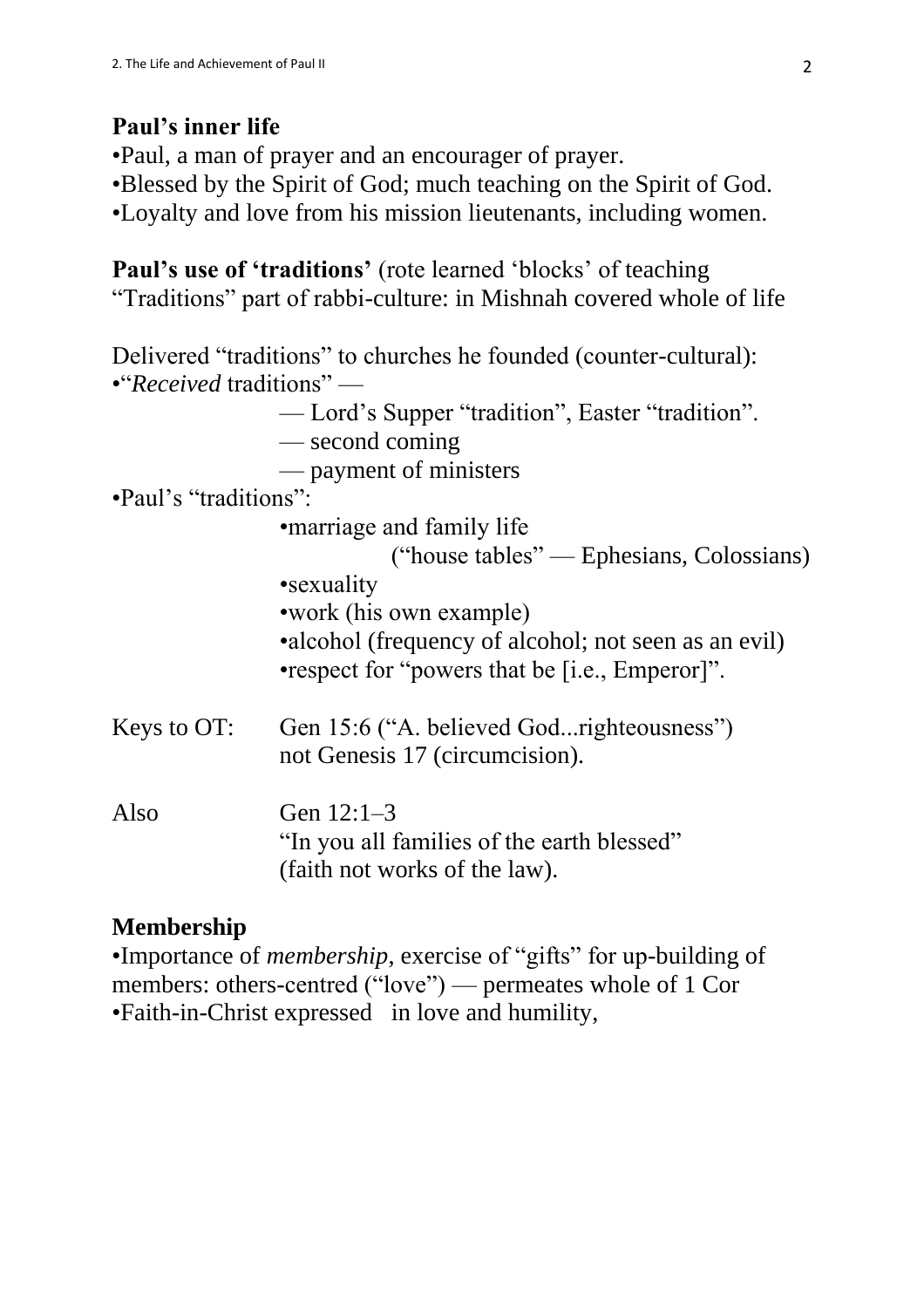**Paul's inner life**

•Paul, a man of prayer and an encourager of prayer.
•Blessed by the Spirit of God; much teaching on the Spirit of God.
•Loyalty and love from his mission lieutenants, including women.

**Paul's use of 'traditions'** (rote learned 'blocks' of teaching
"Traditions" part of rabbi-culture: in Mishnah covered whole of life

Delivered "traditions" to churches he founded (counter-cultural):

•"*Received* traditions" —
- — Lord's Supper "tradition", Easter "tradition".
- — second coming
- — payment of ministers

•Paul's "traditions":
- •marriage and family life
  ("house tables" — Ephesians, Colossians)
- •sexuality
- •work (his own example)
- •alcohol (frequency of alcohol; not seen as an evil)
- •respect for "powers that be [i.e., Emperor]".

Keys to OT: Gen 15:6 ("A. believed God...righteousness")
not Genesis 17 (circumcision).

Also Gen 12:1–3
"In you all families of the earth blessed"
(faith not works of the law).

**Membership**

•Importance of *membership*, exercise of "gifts" for up-building of members: others-centred ("love") — permeates whole of 1 Cor
•Faith-in-Christ expressed in love and humility,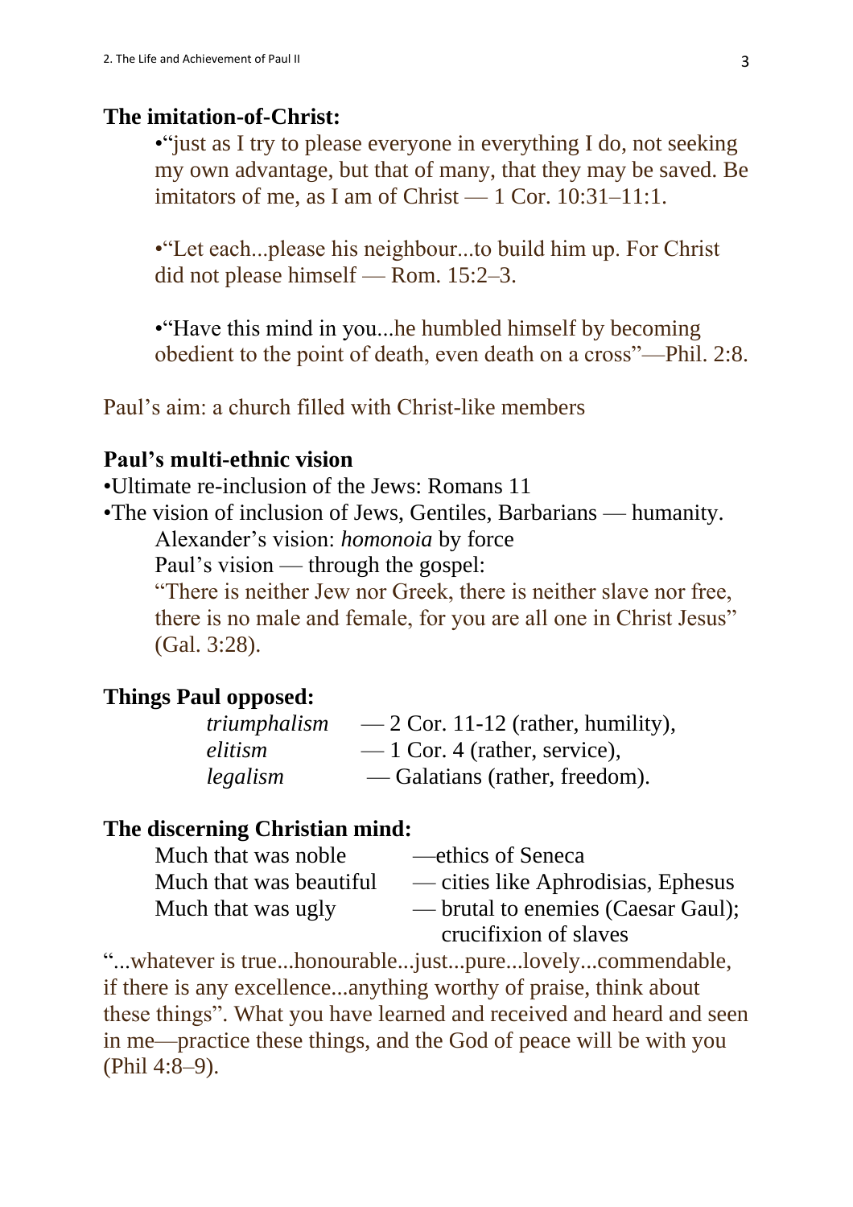**The imitation-of-Christ:**

> •"just as I try to please everyone in everything I do, not seeking my own advantage, but that of many, that they may be saved. Be imitators of me, as I am of Christ — 1 Cor. 10:31–11:1.
>
> •"Let each...please his neighbour...to build him up. For Christ did not please himself — Rom. 15:2–3.
>
> •"Have this mind in you...he humbled himself by becoming obedient to the point of death, even death on a cross"—Phil. 2:8.

Paul's aim: a church filled with Christ-like members

**Paul's multi-ethnic vision**

•Ultimate re-inclusion of the Jews: Romans 11

•The vision of inclusion of Jews, Gentiles, Barbarians — humanity.

> Alexander's vision: *homonoia* by force
>
> Paul's vision — through the gospel:
>
> "There is neither Jew nor Greek, there is neither slave nor free, there is no male and female, for you are all one in Christ Jesus" (Gal. 3:28).

**Things Paul opposed:**

| | |
|---|---|
| *triumphalism* | — 2 Cor. 11-12 (rather, humility), |
| *elitism* | — 1 Cor. 4 (rather, service), |
| *legalism* | — Galatians (rather, freedom). |

**The discerning Christian mind:**

| | |
|---|---|
| Much that was noble | —ethics of Seneca |
| Much that was beautiful | — cities like Aphrodisias, Ephesus |
| Much that was ugly | — brutal to enemies (Caesar Gaul); crucifixion of slaves |

"...whatever is true...honourable...just...pure...lovely...commendable, if there is any excellence...anything worthy of praise, think about these things". What you have learned and received and heard and seen in me—practice these things, and the God of peace will be with you (Phil 4:8–9).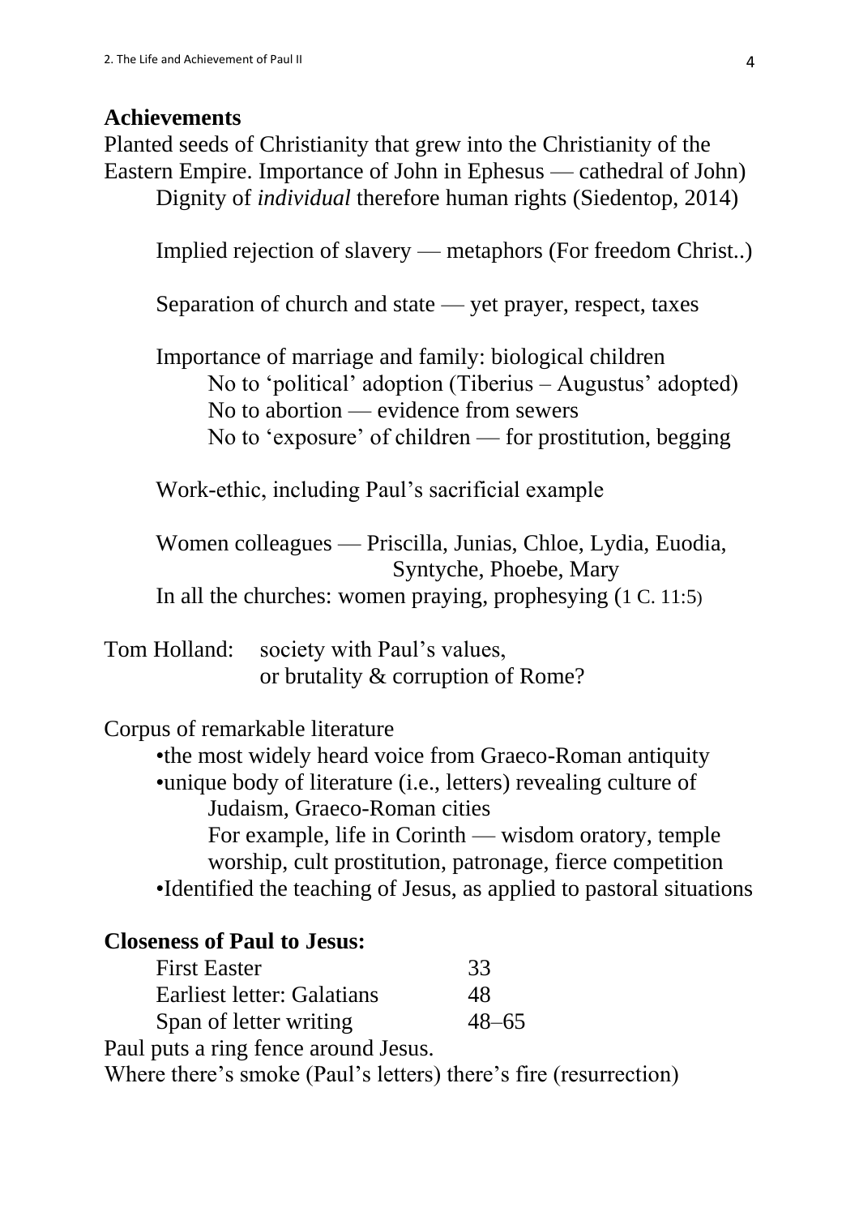**Achievements**

Planted seeds of Christianity that grew into the Christianity of the Eastern Empire. Importance of John in Ephesus — cathedral of John)

Dignity of *individual* therefore human rights (Siedentop, 2014)

Implied rejection of slavery — metaphors (For freedom Christ..)

Separation of church and state — yet prayer, respect, taxes

Importance of marriage and family: biological children
- No to 'political' adoption (Tiberius – Augustus' adopted)
- No to abortion — evidence from sewers
- No to 'exposure' of children — for prostitution, begging

Work-ethic, including Paul's sacrificial example

Women colleagues — Priscilla, Junias, Chloe, Lydia, Euodia, Syntyche, Phoebe, Mary

In all the churches: women praying, prophesying (1 C. 11:5)

Tom Holland: society with Paul's values,
or brutality & corruption of Rome?

Corpus of remarkable literature
- •the most widely heard voice from Graeco-Roman antiquity
- •unique body of literature (i.e., letters) revealing culture of Judaism, Graeco-Roman cities
  For example, life in Corinth — wisdom oratory, temple worship, cult prostitution, patronage, fierce competition
- •Identified the teaching of Jesus, as applied to pastoral situations

**Closeness of Paul to Jesus:**

| | |
|---|---|
| First Easter | 33 |
| Earliest letter: Galatians | 48 |
| Span of letter writing | 48–65 |

Paul puts a ring fence around Jesus.

Where there's smoke (Paul's letters) there's fire (resurrection)